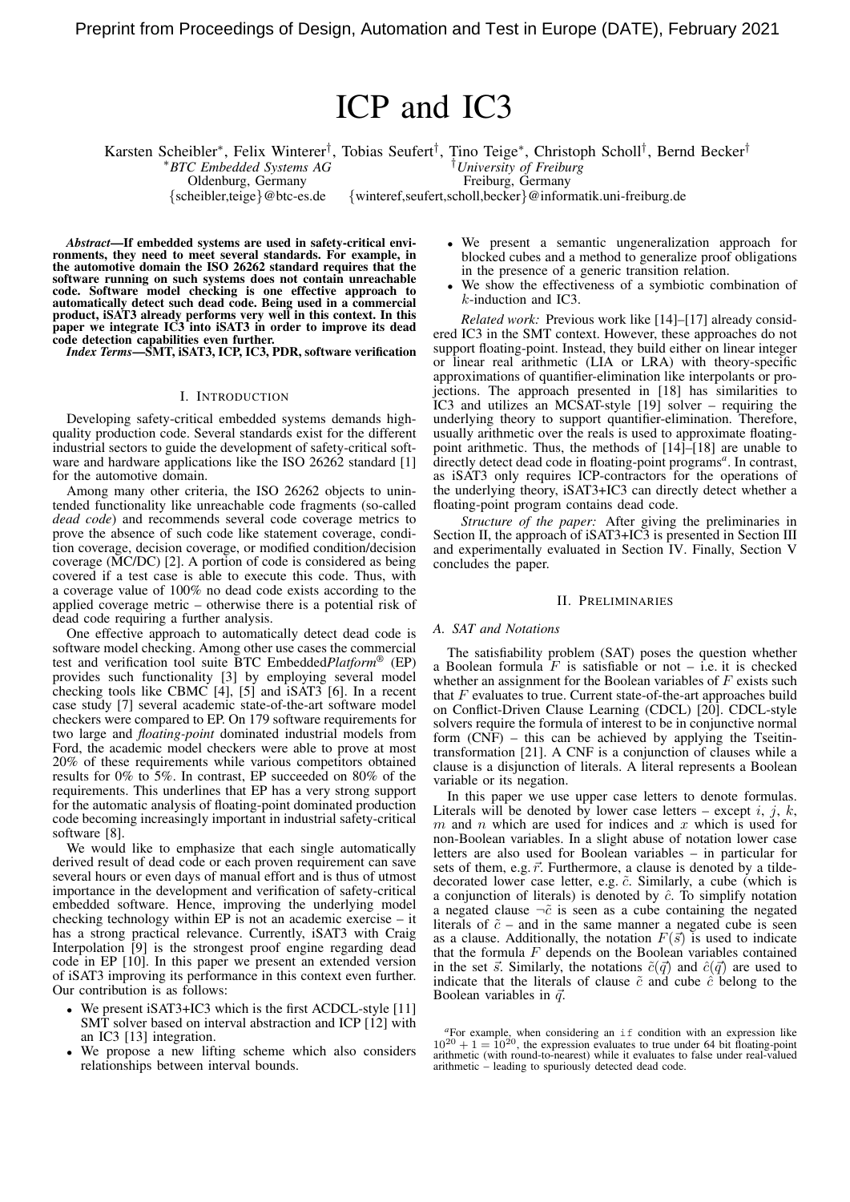Preprint from Proceedings of Design, Automation and Test in Europe (DATE), February 2021

# ICP and IC3

Karsten Scheibler[*], Felix Winterer[†], Tobias Seufert[†], Tino Teige[*], Christoph Scholl[†], Bernd Becker[†]

[*]*BTC Embedded Systems AG*, Oldenburg, Germany, {scheibler,teige}@btc-es.de

[†]*University of Freiburg*, Freiburg, Germany, {winteref,seufert,scholl,becker}@informatik.uni-freiburg.de

***Abstract*—If embedded systems are used in safety-critical environments, they need to meet several standards. For example, in the automotive domain the ISO 26262 standard requires that the software running on such systems does not contain unreachable code. Software model checking is one effective approach to automatically detect such dead code. Being used in a commercial product, iSAT3 already performs very well in this context. In this paper we integrate IC3 into iSAT3 in order to improve its dead code detection capabilities even further.**

***Index Terms*—SMT, iSAT3, ICP, IC3, PDR, software verification**

## I. Introduction

Developing safety-critical embedded systems demands high-quality production code. Several standards exist for the different industrial sectors to guide the development of safety-critical software and hardware applications like the ISO 26262 standard [1] for the automotive domain.

Among many other criteria, the ISO 26262 objects to unintended functionality like unreachable code fragments (so-called *dead code*) and recommends several code coverage metrics to prove the absence of such code like statement coverage, condition coverage, decision coverage, or modified condition/decision coverage (MC/DC) [2]. A portion of code is considered as being covered if a test case is able to execute this code. Thus, with a coverage value of 100% no dead code exists according to the applied coverage metric – otherwise there is a potential risk of dead code requiring a further analysis.

One effective approach to automatically detect dead code is software model checking. Among other use cases the commercial test and verification tool suite BTC Embedded*Platform*® (EP) provides such functionality [3] by employing several model checking tools like CBMC [4], [5] and iSAT3 [6]. In a recent case study [7] several academic state-of-the-art software model checkers were compared to EP. On 179 software requirements for two large and *floating-point* dominated industrial models from Ford, the academic model checkers were able to prove at most 20% of these requirements while various competitors obtained results for 0% to 5%. In contrast, EP succeeded on 80% of the requirements. This underlines that EP has a very strong support for the automatic analysis of floating-point dominated production code becoming increasingly important in industrial safety-critical software [8].

We would like to emphasize that each single automatically derived result of dead code or each proven requirement can save several hours or even days of manual effort and is thus of utmost importance in the development and verification of safety-critical embedded software. Hence, improving the underlying model checking technology within EP is not an academic exercise – it has a strong practical relevance. Currently, iSAT3 with Craig Interpolation [9] is the strongest proof engine regarding dead code in EP [10]. In this paper we present an extended version of iSAT3 improving its performance in this context even further. Our contribution is as follows:

- We present iSAT3+IC3 which is the first ACDCL-style [11] SMT solver based on interval abstraction and ICP [12] with an IC3 [13] integration.
- We propose a new lifting scheme which also considers relationships between interval bounds.
- We present a semantic ungeneralization approach for blocked cubes and a method to generalize proof obligations in the presence of a generic transition relation.
- We show the effectiveness of a symbiotic combination of $k$-induction and IC3.

*Related work:* Previous work like [14]–[17] already considered IC3 in the SMT context. However, these approaches do not support floating-point. Instead, they build either on linear integer or linear real arithmetic (LIA or LRA) with theory-specific approximations of quantifier-elimination like interpolants or projections. The approach presented in [18] has similarities to IC3 and utilizes an MCSAT-style [19] solver – requiring the underlying theory to support quantifier-elimination. Therefore, usually arithmetic over the reals is used to approximate floating-point arithmetic. Thus, the methods of [14]–[18] are unable to directly detect dead code in floating-point programs[a]. In contrast, as iSAT3 only requires ICP-contractors for the operations of the underlying theory, iSAT3+IC3 can directly detect whether a floating-point program contains dead code.

*Structure of the paper:* After giving the preliminaries in Section II, the approach of iSAT3+IC3 is presented in Section III and experimentally evaluated in Section IV. Finally, Section V concludes the paper.

## II. Preliminaries

### A. SAT and Notations

The satisfiability problem (SAT) poses the question whether a Boolean formula $F$ is satisfiable or not – i.e. it is checked whether an assignment for the Boolean variables of $F$ exists such that $F$ evaluates to true. Current state-of-the-art approaches build on Conflict-Driven Clause Learning (CDCL) [20]. CDCL-style solvers require the formula of interest to be in conjunctive normal form (CNF) – this can be achieved by applying the Tseitin-transformation [21]. A CNF is a conjunction of clauses while a clause is a disjunction of literals. A literal represents a Boolean variable or its negation.

In this paper we use upper case letters to denote formulas. Literals will be denoted by lower case letters – except $i$, $j$, $k$, $m$ and $n$ which are used for indices and $x$ which is used for non-Boolean variables. In a slight abuse of notation lower case letters are also used for Boolean variables – in particular for sets of them, e.g. $\vec{r}$. Furthermore, a clause is denoted by a tilde-decorated lower case letter, e.g. $\tilde{c}$. Similarly, a cube (which is a conjunction of literals) is denoted by $\hat{c}$. To simplify notation a negated clause $\neg\tilde{c}$ is seen as a cube containing the negated literals of $\tilde{c}$ – and in the same manner a negated cube is seen as a clause. Additionally, the notation $F(\vec{s})$ is used to indicate that the formula $F$ depends on the Boolean variables contained in the set $\vec{s}$. Similarly, the notations $\tilde{c}(\vec{q})$ and $\hat{c}(\vec{q})$ are used to indicate that the literals of clause $\tilde{c}$ and cube $\hat{c}$ belong to the Boolean variables in $\vec{q}$.

[a] For example, when considering an `if` condition with an expression like $10^{20} + 1 = 10^{20}$, the expression evaluates to true under 64 bit floating-point arithmetic (with round-to-nearest) while it evaluates to false under real-valued arithmetic – leading to spuriously detected dead code.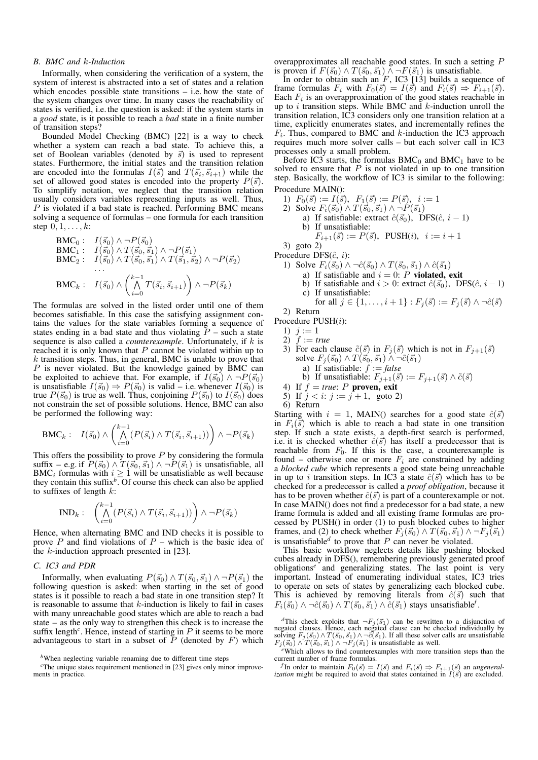### B. BMC and $k$-Induction

Informally, when considering the verification of a system, the system of interest is abstracted into a set of states and a relation which encodes possible state transitions – i.e. how the state of the system changes over time. In many cases the reachability of states is verified, i.e. the question is asked: if the system starts in a *good* state, is it possible to reach a *bad* state in a finite number of transition steps?

Bounded Model Checking (BMC) [22] is a way to check whether a system can reach a bad state. To achieve this, a set of Boolean variables (denoted by $\vec{s}$) is used to represent states. Furthermore, the initial states and the transition relation are encoded into the formulas $I(\vec{s})$ and $T(\vec{s}_i, \vec{s}_{i+1})$ while the set of allowed good states is encoded into the property $P(\vec{s})$. To simplify notation, we neglect that the transition relation usually considers variables representing inputs as well. Thus, $P$ is violated if a bad state is reached. Performing BMC means solving a sequence of formulas – one formula for each transition step $0, 1, \ldots, k$:

$$\begin{aligned}
\text{BMC}_0: &\quad I(\vec{s}_0) \wedge \neg P(\vec{s}_0) \\
\text{BMC}_1: &\quad I(\vec{s}_0) \wedge T(\vec{s}_0, \vec{s}_1) \wedge \neg P(\vec{s}_1) \\
\text{BMC}_2: &\quad I(\vec{s}_0) \wedge T(\vec{s}_0, \vec{s}_1) \wedge T(\vec{s}_1, \vec{s}_2) \wedge \neg P(\vec{s}_2) \\
&\quad \ldots \\
\text{BMC}_k: &\quad I(\vec{s}_0) \wedge \left( \bigwedge_{i=0}^{k-1} T(\vec{s}_i, \vec{s}_{i+1}) \right) \wedge \neg P(\vec{s}_k)
\end{aligned}$$

The formulas are solved in the listed order until one of them becomes satisfiable. In this case the satisfying assignment contains the values for the state variables forming a sequence of states ending in a bad state and thus violating $P$ – such a state sequence is also called a *counterexample*. Unfortunately, if $k$ is reached it is only known that $P$ cannot be violated within up to $k$ transition steps. Thus, in general, BMC is unable to prove that $P$ is never violated. But the knowledge gained by BMC can be exploited to achieve that. For example, if $I(\vec{s}_0) \wedge \neg P(\vec{s}_0)$ is unsatisfiable $I(\vec{s}_0) \Rightarrow P(\vec{s}_0)$ is valid – i.e. whenever $I(\vec{s}_0)$ is true $P(\vec{s}_0)$ is true as well. Thus, conjoining $P(\vec{s}_0)$ to $I(\vec{s}_0)$ does not constrain the set of possible solutions. Hence, BMC can also be performed the following way:

$$\text{BMC}_k: \quad I(\vec{s}_0) \wedge \left( \bigwedge_{i=0}^{k-1} (P(\vec{s}_i) \wedge T(\vec{s}_i, \vec{s}_{i+1})) \right) \wedge \neg P(\vec{s}_k)$$

This offers the possibility to prove $P$ by considering the formula suffix – e.g. if $P(\vec{s}_0) \wedge T(\vec{s}_0, \vec{s}_1) \wedge \neg P(\vec{s}_1)$ is unsatisfiable, all $\text{BMC}_i$ formulas with $i \geq 1$ will be unsatisfiable as well because they contain this suffix[b]. Of course this check can also be applied to suffixes of length $k$:

$$\text{IND}_k: \quad \left( \bigwedge_{i=0}^{k-1} (P(\vec{s}_i) \wedge T(\vec{s}_i, \vec{s}_{i+1})) \right) \wedge \neg P(\vec{s}_k)$$

Hence, when alternating BMC and IND checks it is possible to prove $P$ and find violations of $P$ – which is the basic idea of the $k$-induction approach presented in [23].

### C. IC3 and PDR

Informally, when evaluating $P(\vec{s}_0) \wedge T(\vec{s}_0, \vec{s}_1) \wedge \neg P(\vec{s}_1)$ the following question is asked: when starting in the set of good states is it possible to reach a bad state in one transition step? It is reasonable to assume that $k$-induction is likely to fail in cases with many unreachable good states which are able to reach a bad state – as the only way to strengthen this check is to increase the suffix length[c]. Hence, instead of starting in $P$ it seems to be more advantageous to start in a subset of $P$ (denoted by $F$) which overapproximates all reachable good states. In such a setting $P$ is proven if $F(\vec{s}_0) \wedge T(\vec{s}_0, \vec{s}_1) \wedge \neg F(\vec{s}_1)$ is unsatisfiable.

In order to obtain such an $F$, IC3 [13] builds a sequence of frame formulas $F_i$ with $F_0(\vec{s}) = I(\vec{s})$ and $F_i(\vec{s}) \Rightarrow F_{i+1}(\vec{s})$. Each $F_i$ is an overapproximation of the good states reachable in up to $i$ transition steps. While BMC and $k$-induction unroll the transition relation, IC3 considers only one transition relation at a time, explicitly enumerates states, and incrementally refines the $F_i$. Thus, compared to BMC and $k$-induction the IC3 approach requires much more solver calls – but each solver call in IC3 processes only a small problem.

Before IC3 starts, the formulas $\text{BMC}_0$ and $\text{BMC}_1$ have to be solved to ensure that $P$ is not violated in up to one transition step. Basically, the workflow of IC3 is similar to the following:

Procedure MAIN():

1) $F_0(\vec{s}) := I(\vec{s}),\ F_1(\vec{s}) := P(\vec{s}),\ i := 1$
2) Solve $F_i(\vec{s}_0) \wedge T(\vec{s}_0, \vec{s}_1) \wedge \neg P(\vec{s}_1)$
   a) If satisfiable: extract $\hat{c}(\vec{s}_0)$, DFS($\hat{c}$, $i-1$)
   b) If unsatisfiable:
      $F_{i+1}(\vec{s}) := P(\vec{s})$, PUSH($i$), $i := i+1$
3) goto 2)

Procedure DFS($\hat{c}$, $i$):

1) Solve $F_i(\vec{s}_0) \wedge \neg\hat{c}(\vec{s}_0) \wedge T(\vec{s}_0, \vec{s}_1) \wedge \hat{c}(\vec{s}_1)$
   a) If satisfiable and $i = 0$: $P$ **violated, exit**
   b) If satisfiable and $i > 0$: extract $\hat{e}(\vec{s}_0)$, DFS($\hat{e}$, $i-1$)
   c) If unsatisfiable:
      for all $j \in \{1, \ldots, i+1\}: F_j(\vec{s}) := F_j(\vec{s}) \wedge \neg\hat{c}(\vec{s})$
2) Return

Procedure PUSH($i$):

1) $j := 1$
2) $f :=$ *true*
3) For each clause $\tilde{c}(\vec{s})$ in $F_j(\vec{s})$ which is not in $F_{j+1}(\vec{s})$ solve $F_j(\vec{s}_0) \wedge T(\vec{s}_0, \vec{s}_1) \wedge \neg\tilde{c}(\vec{s}_1)$
   a) If satisfiable: $f :=$ *false*
   b) If unsatisfiable: $F_{j+1}(\vec{s}) := F_{j+1}(\vec{s}) \wedge \tilde{c}(\vec{s})$
4) If $f =$ *true*: $P$ **proven, exit**
5) If $j < i$: $j := j+1$, goto 2)
6) Return

Starting with $i = 1$, MAIN() searches for a good state $\hat{c}(\vec{s})$ in $F_i(\vec{s})$ which is able to reach a bad state in one transition step. If such a state exists, a depth-first search is performed, i.e. it is checked whether $\hat{c}(\vec{s})$ has itself a predecessor that is reachable from $F_0$. If this is the case, a counterexample is found – otherwise one or more $F_i$ are constrained by adding a *blocked cube* which represents a good state being unreachable in up to $i$ transition steps. In IC3 a state $\hat{c}(\vec{s})$ which has to be checked for a predecessor is called a *proof obligation*, because it has to be proven whether $\hat{c}(\vec{s})$ is part of a counterexample or not. In case MAIN() does not find a predecessor for a bad state, a new frame formula is added and all existing frame formulas are processed by PUSH() in order (1) to push blocked cubes to higher frames, and (2) to check whether $F_j(\vec{s}_0) \wedge T(\vec{s}_0, \vec{s}_1) \wedge \neg F_j(\vec{s}_1)$ is unsatisfiable[d] to prove that $P$ can never be violated.

This basic workflow neglects details like pushing blocked cubes already in DFS(), remembering previously generated proof obligations[e] and generalizing states. The last point is very important. Instead of enumerating individual states, IC3 tries to operate on sets of states by generalizing each blocked cube. This is achieved by removing literals from $\hat{c}(\vec{s})$ such that $F_i(\vec{s}_0) \wedge \neg\hat{c}(\vec{s}_0) \wedge T(\vec{s}_0, \vec{s}_1) \wedge \hat{c}(\vec{s}_1)$ stays unsatisfiable[f].

[b] When neglecting variable renaming due to different time steps

[c] The unique states requirement mentioned in [23] gives only minor improvements in practice.

[d] This check exploits that $\neg F_j(\vec{s}_1)$ can be rewritten to a disjunction of negated clauses. Hence, each negated clause can be checked individually by solving $F_j(\vec{s}_0) \wedge T(\vec{s}_0, \vec{s}_1) \wedge \neg\tilde{c}(\vec{s}_1)$. If all these solver calls are unsatisfiable $F_j(\vec{s}_0) \wedge T(\vec{s}_0, \vec{s}_1) \wedge \neg F_j(\vec{s}_1)$ is unsatisfiable as well.

[e] Which allows to find counterexamples with more transition steps than the current number of frame formulas.

[f] In order to maintain $F_0(\vec{s}) = I(\vec{s})$ and $F_i(\vec{s}) \Rightarrow F_{i+1}(\vec{s})$ an *ungeneralization* might be required to avoid that states contained in $I(\vec{s})$ are excluded.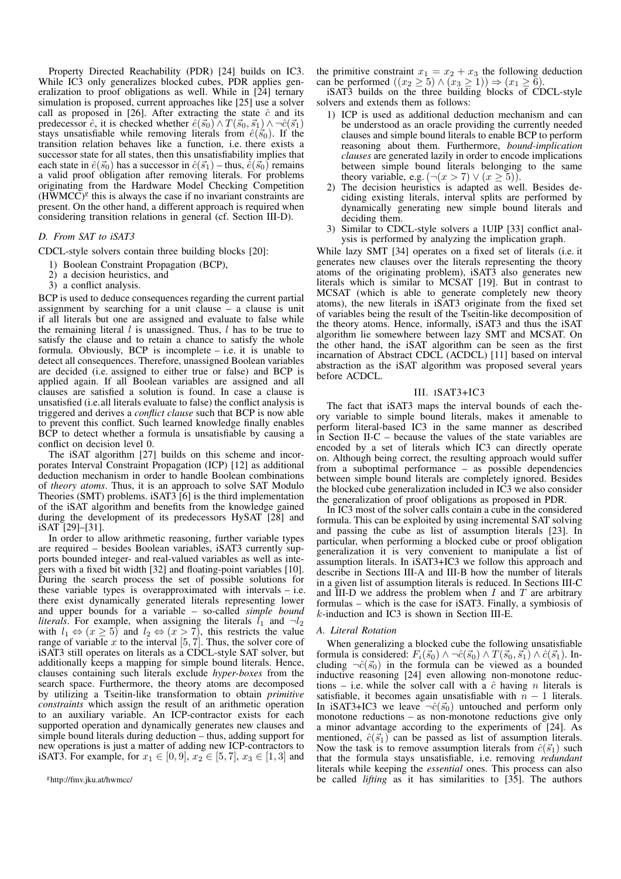Property Directed Reachability (PDR) [24] builds on IC3. While IC3 only generalizes blocked cubes, PDR applies generalization to proof obligations as well. While in [24] ternary simulation is proposed, current approaches like [25] use a solver call as proposed in [26]. After extracting the state $\hat{c}$ and its predecessor $\hat{e}$, it is checked whether $\hat{e}(\vec{s}_0) \wedge T(\vec{s}_0, \vec{s}_1) \wedge \neg\hat{c}(\vec{s}_1)$ stays unsatisfiable while removing literals from $\hat{e}(\vec{s}_0)$. If the transition relation behaves like a function, i.e. there exists a successor state for all states, then this unsatisfiability implies that each state in $\hat{e}(\vec{s}_0)$ has a successor in $\hat{c}(\vec{s}_1)$ – thus, $\hat{e}(\vec{s}_0)$ remains a valid proof obligation after removing literals. For problems originating from the Hardware Model Checking Competition (HWMCC)[g] this is always the case if no invariant constraints are present. On the other hand, a different approach is required when considering transition relations in general (cf. Section III-D).

### D. From SAT to iSAT3

CDCL-style solvers contain three building blocks [20]:

1) Boolean Constraint Propagation (BCP),
2) a decision heuristics, and
3) a conflict analysis.

BCP is used to deduce consequences regarding the current partial assignment by searching for a unit clause – a clause is unit if all literals but one are assigned and evaluate to false while the remaining literal $l$ is unassigned. Thus, $l$ has to be true to satisfy the clause and to retain a chance to satisfy the whole formula. Obviously, BCP is incomplete – i.e. it is unable to detect all consequences. Therefore, unassigned Boolean variables are decided (i.e. assigned to either true or false) and BCP is applied again. If all Boolean variables are assigned and all clauses are satisfied a solution is found. In case a clause is unsatisfied (i.e. all literals evaluate to false) the conflict analysis is triggered and derives a *conflict clause* such that BCP is now able to prevent this conflict. Such learned knowledge finally enables BCP to detect whether a formula is unsatisfiable by causing a conflict on decision level 0.

The iSAT algorithm [27] builds on this scheme and incorporates Interval Constraint Propagation (ICP) [12] as additional deduction mechanism in order to handle Boolean combinations of *theory atoms*. Thus, it is an approach to solve SAT Modulo Theories (SMT) problems. iSAT3 [6] is the third implementation of the iSAT algorithm and benefits from the knowledge gained during the development of its predecessors HySAT [28] and iSAT [29]–[31].

In order to allow arithmetic reasoning, further variable types are required – besides Boolean variables, iSAT3 currently supports bounded integer- and real-valued variables as well as integers with a fixed bit width [32] and floating-point variables [10]. During the search process the set of possible solutions for these variable types is overapproximated with intervals – i.e. there exist dynamically generated literals representing lower and upper bounds for a variable – so-called *simple bound literals*. For example, when assigning the literals $l_1$ and $\neg l_2$ with $l_1 \Leftrightarrow (x \geq 5)$ and $l_2 \Leftrightarrow (x > 7)$, this restricts the value range of variable $x$ to the interval $[5, 7]$. Thus, the solver core of iSAT3 still operates on literals as a CDCL-style SAT solver, but additionally keeps a mapping for simple bound literals. Hence, clauses containing such literals exclude *hyper-boxes* from the search space. Furthermore, the theory atoms are decomposed by utilizing a Tseitin-like transformation to obtain *primitive constraints* which assign the result of an arithmetic operation to an auxiliary variable. An ICP-contractor exists for each supported operation and dynamically generates new clauses and simple bound literals during deduction – thus, adding support for new operations is just a matter of adding new ICP-contractors to iSAT3. For example, for $x_1 \in [0, 9]$, $x_2 \in [5, 7]$, $x_3 \in [1, 3]$ and the primitive constraint $x_1 = x_2 + x_3$ the following deduction can be performed $((x_2 \geq 5) \wedge (x_3 \geq 1)) \Rightarrow (x_1 \geq 6)$.

iSAT3 builds on the three building blocks of CDCL-style solvers and extends them as follows:

1) ICP is used as additional deduction mechanism and can be understood as an oracle providing the currently needed clauses and simple bound literals to enable BCP to perform reasoning about them. Furthermore, *bound-implication clauses* are generated lazily in order to encode implications between simple bound literals belonging to the same theory variable, e.g. $(\neg(x > 7) \vee (x \geq 5))$.
2) The decision heuristics is adapted as well. Besides deciding existing literals, interval splits are performed by dynamically generating new simple bound literals and deciding them.
3) Similar to CDCL-style solvers a 1UIP [33] conflict analysis is performed by analyzing the implication graph.

While lazy SMT [34] operates on a fixed set of literals (i.e. it generates new clauses over the literals representing the theory atoms of the originating problem), iSAT3 also generates new literals which is similar to MCSAT [19]. But in contrast to MCSAT (which is able to generate completely new theory atoms), the new literals in iSAT3 originate from the fixed set of variables being the result of the Tseitin-like decomposition of the theory atoms. Hence, informally, iSAT3 and thus the iSAT algorithm lie somewhere between lazy SMT and MCSAT. On the other hand, the iSAT algorithm can be seen as the first incarnation of Abstract CDCL (ACDCL) [11] based on interval abstraction as the iSAT algorithm was proposed several years before ACDCL.

## III. iSAT3+IC3

The fact that iSAT3 maps the interval bounds of each theory variable to simple bound literals, makes it amenable to perform literal-based IC3 in the same manner as described in Section II-C – because the values of the state variables are encoded by a set of literals which IC3 can directly operate on. Although being correct, the resulting approach would suffer from a suboptimal performance – as possible dependencies between simple bound literals are completely ignored. Besides the blocked cube generalization included in IC3 we also consider the generalization of proof obligations as proposed in PDR.

In IC3 most of the solver calls contain a cube in the considered formula. This can be exploited by using incremental SAT solving and passing the cube as list of assumption literals [23]. In particular, when performing a blocked cube or proof obligation generalization it is very convenient to manipulate a list of assumption literals. In iSAT3+IC3 we follow this approach and describe in Sections III-A and III-B how the number of literals in a given list of assumption literals is reduced. In Sections III-C and III-D we address the problem when $I$ and $T$ are arbitrary formulas – which is the case for iSAT3. Finally, a symbiosis of $k$-induction and IC3 is shown in Section III-E.

### A. Literal Rotation

When generalizing a blocked cube the following unsatisfiable formula is considered: $F_i(\vec{s}_0) \wedge \neg\hat{c}(\vec{s}_0) \wedge T(\vec{s}_0, \vec{s}_1) \wedge \hat{c}(\vec{s}_1)$. Including $\neg\hat{c}(\vec{s}_0)$ in the formula can be viewed as a bounded inductive reasoning [24] even allowing non-monotone reductions – i.e. while the solver call with a $\hat{c}$ having $n$ literals is satisfiable, it becomes again unsatisfiable with $n-1$ literals. In iSAT3+IC3 we leave $\neg\hat{c}(\vec{s}_0)$ untouched and perform only monotone reductions – as non-monotone reductions give only a minor advantage according to the experiments of [24]. As mentioned, $\hat{c}(\vec{s}_1)$ can be passed as list of assumption literals. Now the task is to remove assumption literals from $\hat{c}(\vec{s}_1)$ such that the formula stays unsatisfiable, i.e. removing *redundant* literals while keeping the *essential* ones. This process can also be called *lifting* as it has similarities to [35]. The authors

[g] http://fmv.jku.at/hwmcc/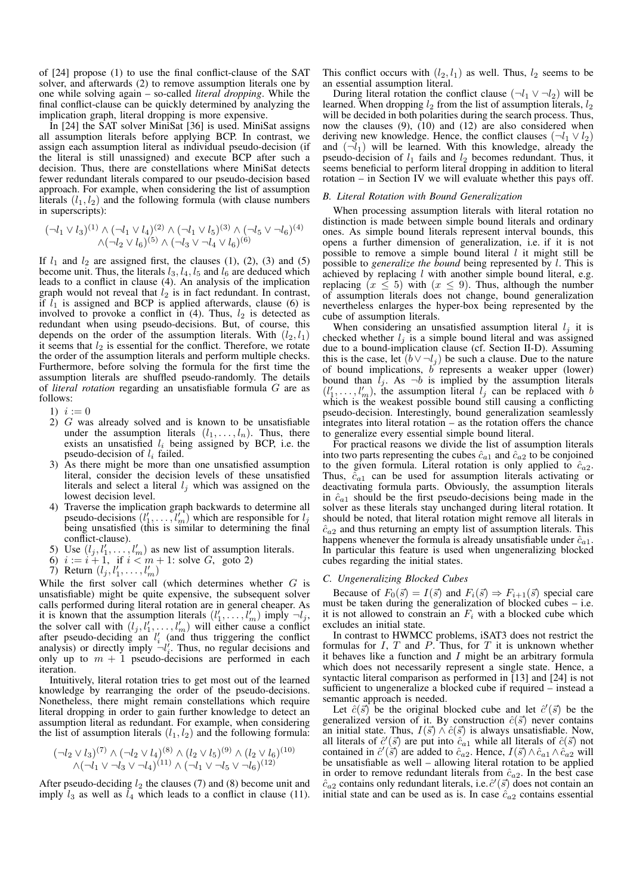of [24] propose (1) to use the final conflict-clause of the SAT solver, and afterwards (2) to remove assumption literals one by one while solving again – so-called *literal dropping*. While the final conflict-clause can be quickly determined by analyzing the implication graph, literal dropping is more expensive.

In [24] the SAT solver MiniSat [36] is used. MiniSat assigns all assumption literals before applying BCP. In contrast, we assign each assumption literal as individual pseudo-decision (if the literal is still unassigned) and execute BCP after such a decision. Thus, there are constellations where MiniSat detects fewer redundant literals compared to our pseudo-decision based approach. For example, when considering the list of assumption literals $(l_1, l_2)$ and the following formula (with clause numbers in superscripts):

$$(\neg l_1 \vee l_3)^{(1)} \wedge (\neg l_1 \vee l_4)^{(2)} \wedge (\neg l_1 \vee l_5)^{(3)} \wedge (\neg l_5 \vee \neg l_6)^{(4)} \wedge (\neg l_2 \vee l_6)^{(5)} \wedge (\neg l_3 \vee \neg l_4 \vee l_6)^{(6)}$$

If $l_1$ and $l_2$ are assigned first, the clauses (1), (2), (3) and (5) become unit. Thus, the literals $l_3, l_4, l_5$ and $l_6$ are deduced which leads to a conflict in clause (4). An analysis of the implication graph would not reveal that $l_2$ is in fact redundant. In contrast, if $l_1$ is assigned and BCP is applied afterwards, clause (6) is involved to provoke a conflict in (4). Thus, $l_2$ is detected as redundant when using pseudo-decisions. But, of course, this depends on the order of the assumption literals. With $(l_2, l_1)$ it seems that $l_2$ is essential for the conflict. Therefore, we rotate the order of the assumption literals and perform multiple checks. Furthermore, before solving the formula for the first time the assumption literals are shuffled pseudo-randomly. The details of *literal rotation* regarding an unsatisfiable formula $G$ are as follows:

1) $i := 0$
2) $G$ was already solved and is known to be unsatisfiable under the assumption literals $(l_1, \ldots, l_n)$. Thus, there exists an unsatisfied $l_i$ being assigned by BCP, i.e. the pseudo-decision of $l_i$ failed.
3) As there might be more than one unsatisfied assumption literal, consider the decision levels of these unsatisfied literals and select a literal $l_j$ which was assigned on the lowest decision level.
4) Traverse the implication graph backwards to determine all pseudo-decisions $(l'_1, \ldots, l'_m)$ which are responsible for $l_j$ being unsatisfied (this is similar to determining the final conflict-clause).
5) Use $(l_j, l'_1, \ldots, l'_m)$ as new list of assumption literals.
6) $i := i + 1$, if $i < m + 1$: solve $G$, goto 2)
7) Return $(l_j, l'_1, \ldots, l'_m)$

While the first solver call (which determines whether $G$ is unsatisfiable) might be quite expensive, the subsequent solver calls performed during literal rotation are in general cheaper. As it is known that the assumption literals $(l'_1, \ldots, l'_m)$ imply $\neg l_j$, the solver call with $(l_j, l'_1, \ldots, l'_m)$ will either cause a conflict after pseudo-deciding an $l'_i$ (and thus triggering the conflict analysis) or directly imply $\neg l'_i$. Thus, no regular decisions and only up to $m + 1$ pseudo-decisions are performed in each iteration.

Intuitively, literal rotation tries to get most out of the learned knowledge by rearranging the order of the pseudo-decisions. Nonetheless, there might remain constellations which require literal dropping in order to gain further knowledge to detect an assumption literal as redundant. For example, when considering the list of assumption literals $(l_1, l_2)$ and the following formula:

$$(\neg l_2 \vee l_3)^{(7)} \wedge (\neg l_2 \vee l_4)^{(8)} \wedge (l_2 \vee l_5)^{(9)} \wedge (l_2 \vee l_6)^{(10)} \wedge (\neg l_1 \vee \neg l_3 \vee \neg l_4)^{(11)} \wedge (\neg l_1 \vee \neg l_5 \vee \neg l_6)^{(12)}$$

After pseudo-deciding $l_2$ the clauses (7) and (8) become unit and imply $l_3$ as well as $l_4$ which leads to a conflict in clause (11). This conflict occurs with $(l_2, l_1)$ as well. Thus, $l_2$ seems to be an essential assumption literal.

During literal rotation the conflict clause $(\neg l_1 \vee \neg l_2)$ will be learned. When dropping $l_2$ from the list of assumption literals, $l_2$ will be decided in both polarities during the search process. Thus, now the clauses (9), (10) and (12) are also considered when deriving new knowledge. Hence, the conflict clauses $(\neg l_1 \vee l_2)$ and $(\neg l_1)$ will be learned. With this knowledge, already the pseudo-decision of $l_1$ fails and $l_2$ becomes redundant. Thus, it seems beneficial to perform literal dropping in addition to literal rotation – in Section IV we will evaluate whether this pays off.

### B. Literal Rotation with Bound Generalization

When processing assumption literals with literal rotation no distinction is made between simple bound literals and ordinary ones. As simple bound literals represent interval bounds, this opens a further dimension of generalization, i.e. if it is not possible to remove a simple bound literal $l$ it might still be possible to *generalize the bound* being represented by $l$. This is achieved by replacing $l$ with another simple bound literal, e.g. replacing $(x \leq 5)$ with $(x \leq 9)$. Thus, although the number of assumption literals does not change, bound generalization nevertheless enlarges the hyper-box being represented by the cube of assumption literals.

When considering an unsatisfied assumption literal $l_j$ it is checked whether $l_j$ is a simple bound literal and was assigned due to a bound-implication clause (cf. Section II-D). Assuming this is the case, let $(b \vee \neg l_j)$ be such a clause. Due to the nature of bound implications, $b$ represents a weaker upper (lower) bound than $l_j$. As $\neg b$ is implied by the assumption literals $(l'_1, \ldots, l'_m)$, the assumption literal $l_j$ can be replaced with $b$ which is the weakest possible bound still causing a conflicting pseudo-decision. Interestingly, bound generalization seamlessly integrates into literal rotation – as the rotation offers the chance to generalize every essential simple bound literal.

For practical reasons we divide the list of assumption literals into two parts representing the cubes $\hat{c}_{a1}$ and $\hat{c}_{a2}$ to be conjoined to the given formula. Literal rotation is only applied to $\hat{c}_{a2}$. Thus, $\hat{c}_{a1}$ can be used for assumption literals activating or deactivating formula parts. Obviously, the assumption literals in $\hat{c}_{a1}$ should be the first pseudo-decisions being made in the solver as these literals stay unchanged during literal rotation. It should be noted, that literal rotation might remove all literals in $\hat{c}_{a2}$ and thus returning an empty list of assumption literals. This happens whenever the formula is already unsatisfiable under $\hat{c}_{a1}$. In particular this feature is used when ungeneralizing blocked cubes regarding the initial states.

### C. Ungeneralizing Blocked Cubes

Because of $F_0(\vec{s}) = I(\vec{s})$ and $F_i(\vec{s}) \Rightarrow F_{i+1}(\vec{s})$ special care must be taken during the generalization of blocked cubes – i.e. it is not allowed to constrain an $F_i$ with a blocked cube which excludes an initial state.

In contrast to HWMCC problems, iSAT3 does not restrict the formulas for $I$, $T$ and $P$. Thus, for $T$ it is unknown whether it behaves like a function and $I$ might be an arbitrary formula which does not necessarily represent a single state. Hence, a syntactic literal comparison as performed in [13] and [24] is not sufficient to ungeneralize a blocked cube if required – instead a semantic approach is needed.

Let $\hat{c}(\vec{s})$ be the original blocked cube and let $\hat{c}'(\vec{s})$ be the generalized version of it. By construction $\hat{c}(\vec{s})$ never contains an initial state. Thus, $I(\vec{s}) \wedge \hat{c}(\vec{s})$ is always unsatisfiable. Now, all literals of $\hat{c}'(\vec{s})$ are put into $\hat{c}_{a1}$ while all literals of $\hat{c}(\vec{s})$ not contained in $\hat{c}'(\vec{s})$ are added to $\hat{c}_{a2}$. Hence, $I(\vec{s}) \wedge \hat{c}_{a1} \wedge \hat{c}_{a2}$ will be unsatisfiable as well – allowing literal rotation to be applied in order to remove redundant literals from $\hat{c}_{a2}$. In the best case $\hat{c}_{a2}$ contains only redundant literals, i.e. $\hat{c}'(\vec{s})$ does not contain an initial state and can be used as is. In case $\hat{c}_{a2}$ contains essential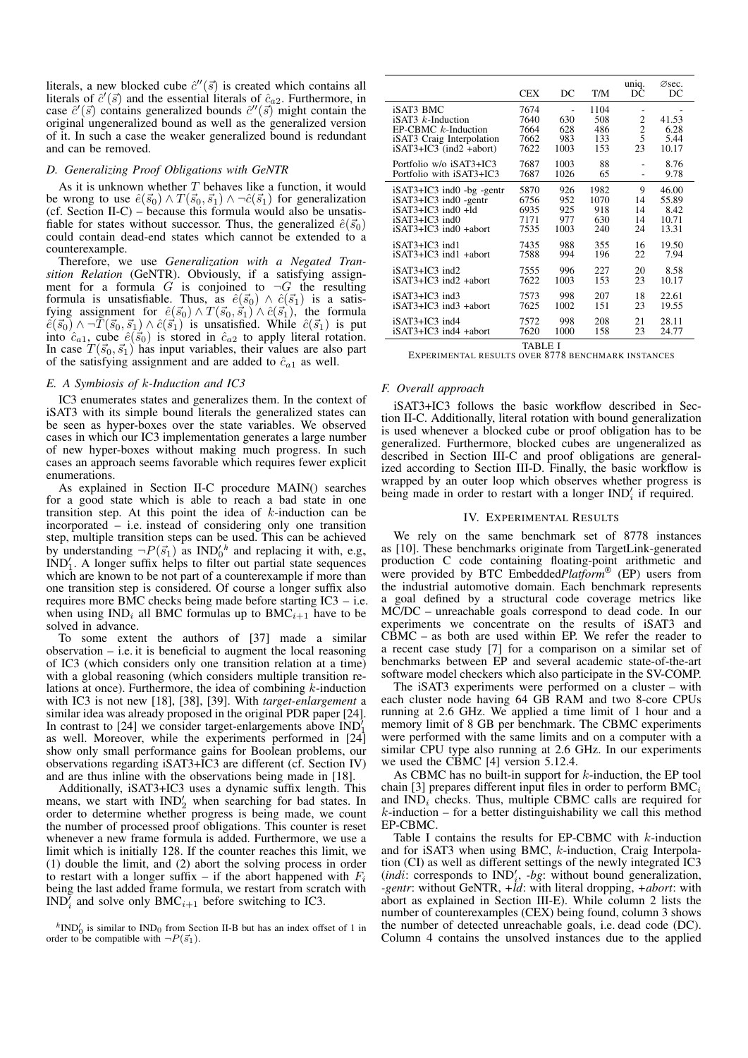literals, a new blocked cube $\hat{c}''(\vec{s})$ is created which contains all literals of $\hat{c}'(\vec{s})$ and the essential literals of $\hat{c}_{a2}$. Furthermore, in case $\hat{c}'(\vec{s})$ contains generalized bounds $\hat{c}''(\vec{s})$ might contain the original ungeneralized bound as well as the generalized version of it. In such a case the weaker generalized bound is redundant and can be removed.

### D. Generalizing Proof Obligations with GeNTR

As it is unknown whether $T$ behaves like a function, it would be wrong to use $\hat{e}(\vec{s}_0) \wedge T(\vec{s}_0, \vec{s}_1) \wedge \neg\hat{c}(\vec{s}_1)$ for generalization (cf. Section II-C) – because this formula would also be unsatisfiable for states without successor. Thus, the generalized $\hat{e}(\vec{s}_0)$ could contain dead-end states which cannot be extended to a counterexample.

Therefore, we use *Generalization with a Negated Transition Relation* (GeNTR). Obviously, if a satisfying assignment for a formula $G$ is conjoined to $\neg G$ the resulting formula is unsatisfiable. Thus, as $\hat{e}(\vec{s}_0) \wedge \hat{c}(\vec{s}_1)$ is a satisfying assignment for $\hat{e}(\vec{s}_0) \wedge T(\vec{s}_0, \vec{s}_1) \wedge \hat{c}(\vec{s}_1)$, the formula $\hat{e}(\vec{s}_0) \wedge \neg T(\vec{s}_0, \vec{s}_1) \wedge \hat{c}(\vec{s}_1)$ is unsatisfied. While $\hat{c}(\vec{s}_1)$ is put into $\hat{c}_{a1}$, cube $\hat{e}(\vec{s}_0)$ is stored in $\hat{c}_{a2}$ to apply literal rotation. In case $T(\vec{s}_0, \vec{s}_1)$ has input variables, their values are also part of the satisfying assignment and are added to $\hat{c}_{a1}$ as well.

### E. A Symbiosis of $k$-Induction and IC3

IC3 enumerates states and generalizes them. In the context of iSAT3 with its simple bound literals the generalized states can be seen as hyper-boxes over the state variables. We observed cases in which our IC3 implementation generates a large number of new hyper-boxes without making much progress. In such cases an approach seems favorable which requires fewer explicit enumerations.

As explained in Section II-C procedure MAIN() searches for a good state which is able to reach a bad state in one transition step. At this point the idea of $k$-induction can be incorporated – i.e. instead of considering only one transition step, multiple transition steps can be used. This can be achieved by understanding $\neg P(\vec{s}_1)$ as $\text{IND}_0'^{h}$ and replacing it with, e.g., $\text{IND}_1'$. A longer suffix helps to filter out partial state sequences which are known to be not part of a counterexample if more than one transition step is considered. Of course a longer suffix also requires more BMC checks being made before starting IC3 – i.e. when using $\text{IND}_i$ all BMC formulas up to $\text{BMC}_{i+1}$ have to be solved in advance.

To some extent the authors of [37] made a similar observation – i.e. it is beneficial to augment the local reasoning of IC3 (which considers only one transition relation at a time) with a global reasoning (which considers multiple transition relations at once). Furthermore, the idea of combining $k$-induction with IC3 is not new [18], [38], [39]. With *target-enlargement* a similar idea was already proposed in the original PDR paper [24]. In contrast to [24] we consider target-enlargements above $\text{IND}_1'$ as well. Moreover, while the experiments performed in [24] show only small performance gains for Boolean problems, our observations regarding iSAT3+IC3 are different (cf. Section IV) and are thus inline with the observations being made in [18].

Additionally, iSAT3+IC3 uses a dynamic suffix length. This means, we start with $\text{IND}_2'$ when searching for bad states. In order to determine whether progress is being made, we count the number of processed proof obligations. This counter is reset whenever a new frame formula is added. Furthermore, we use a limit which is initially 128. If the counter reaches this limit, we (1) double the limit, and (2) abort the solving process in order to restart with a longer suffix – if the abort happened with $F_i$ being the last added frame formula, we restart from scratch with $\text{IND}_i'$ and solve only $\text{BMC}_{i+1}$ before switching to IC3.

[h] $\text{IND}_0'$ is similar to $\text{IND}_0$ from Section II-B but has an index offset of 1 in order to be compatible with $\neg P(\vec{s}_1)$.

| | CEX | DC | T/M | uniq. DC | ∅sec. DC |
|---|---|---|---|---|---|
| iSAT3 BMC | 7674 | - | 1104 | - | - |
| iSAT3 $k$-Induction | 7640 | 630 | 508 | 2 | 41.53 |
| EP-CBMC $k$-Induction | 7664 | 628 | 486 | 2 | 6.28 |
| iSAT3 Craig Interpolation | 7662 | 983 | 133 | 5 | 5.44 |
| iSAT3+IC3 (ind2 +abort) | 7622 | 1003 | 153 | 23 | 10.17 |
| Portfolio w/o iSAT3+IC3 | 7687 | 1003 | 88 | - | 8.76 |
| Portfolio with iSAT3+IC3 | 7687 | 1026 | 65 | - | 9.78 |
| iSAT3+IC3 ind0 -bg -gentr | 5870 | 926 | 1982 | 9 | 46.00 |
| iSAT3+IC3 ind0 -gentr | 6756 | 952 | 1070 | 14 | 55.89 |
| iSAT3+IC3 ind0 +ld | 6935 | 925 | 918 | 14 | 8.42 |
| iSAT3+IC3 ind0 | 7171 | 977 | 630 | 14 | 10.71 |
| iSAT3+IC3 ind0 +abort | 7535 | 1003 | 240 | 24 | 13.31 |
| iSAT3+IC3 ind1 | 7435 | 988 | 355 | 16 | 19.50 |
| iSAT3+IC3 ind1 +abort | 7588 | 994 | 196 | 22 | 7.94 |
| iSAT3+IC3 ind2 | 7555 | 996 | 227 | 20 | 8.58 |
| iSAT3+IC3 ind2 +abort | 7622 | 1003 | 153 | 23 | 10.17 |
| iSAT3+IC3 ind3 | 7573 | 998 | 207 | 18 | 22.61 |
| iSAT3+IC3 ind3 +abort | 7625 | 1002 | 151 | 23 | 19.55 |
| iSAT3+IC3 ind4 | 7572 | 998 | 208 | 21 | 28.11 |
| iSAT3+IC3 ind4 +abort | 7620 | 1000 | 158 | 23 | 24.77 |

TABLE I
EXPERIMENTAL RESULTS OVER 8778 BENCHMARK INSTANCES

### F. Overall approach

iSAT3+IC3 follows the basic workflow described in Section II-C. Additionally, literal rotation with bound generalization is used whenever a blocked cube or proof obligation has to be generalized. Furthermore, blocked cubes are ungeneralized as described in Section III-C and proof obligations are generalized according to Section III-D. Finally, the basic workflow is wrapped by an outer loop which observes whether progress is being made in order to restart with a longer $\text{IND}_i'$ if required.

## IV. Experimental Results

We rely on the same benchmark set of 8778 instances as [10]. These benchmarks originate from TargetLink-generated production C code containing floating-point arithmetic and were provided by BTC Embedded*Platform*® (EP) users from the industrial automotive domain. Each benchmark represents a goal defined by a structural code coverage metrics like MC/DC – unreachable goals correspond to dead code. In our experiments we concentrate on the results of iSAT3 and CBMC – as both are used within EP. We refer the reader to a recent case study [7] for a comparison on a similar set of benchmarks between EP and several academic state-of-the-art software model checkers which also participate in the SV-COMP.

The iSAT3 experiments were performed on a cluster – with each cluster node having 64 GB RAM and two 8-core CPUs running at 2.6 GHz. We applied a time limit of 1 hour and a memory limit of 8 GB per benchmark. The CBMC experiments were performed with the same limits and on a computer with a similar CPU type also running at 2.6 GHz. In our experiments we used the CBMC [4] version 5.12.4.

As CBMC has no built-in support for $k$-induction, the EP tool chain [3] prepares different input files in order to perform $\text{BMC}_i$ and $\text{IND}_i$ checks. Thus, multiple CBMC calls are required for $k$-induction – for a better distinguishability we call this method EP-CBMC.

Table I contains the results for EP-CBMC with $k$-induction and for iSAT3 when using BMC, $k$-induction, Craig Interpolation (CI) as well as different settings of the newly integrated IC3 (*indi*: corresponds to $\text{IND}_i'$, *-bg*: without bound generalization, *-gentr*: without GeNTR, *+ld*: with literal dropping, *+abort*: with abort as explained in Section III-E). While column 2 lists the number of counterexamples (CEX) being found, column 3 shows the number of detected unreachable goals, i.e. dead code (DC). Column 4 contains the unsolved instances due to the applied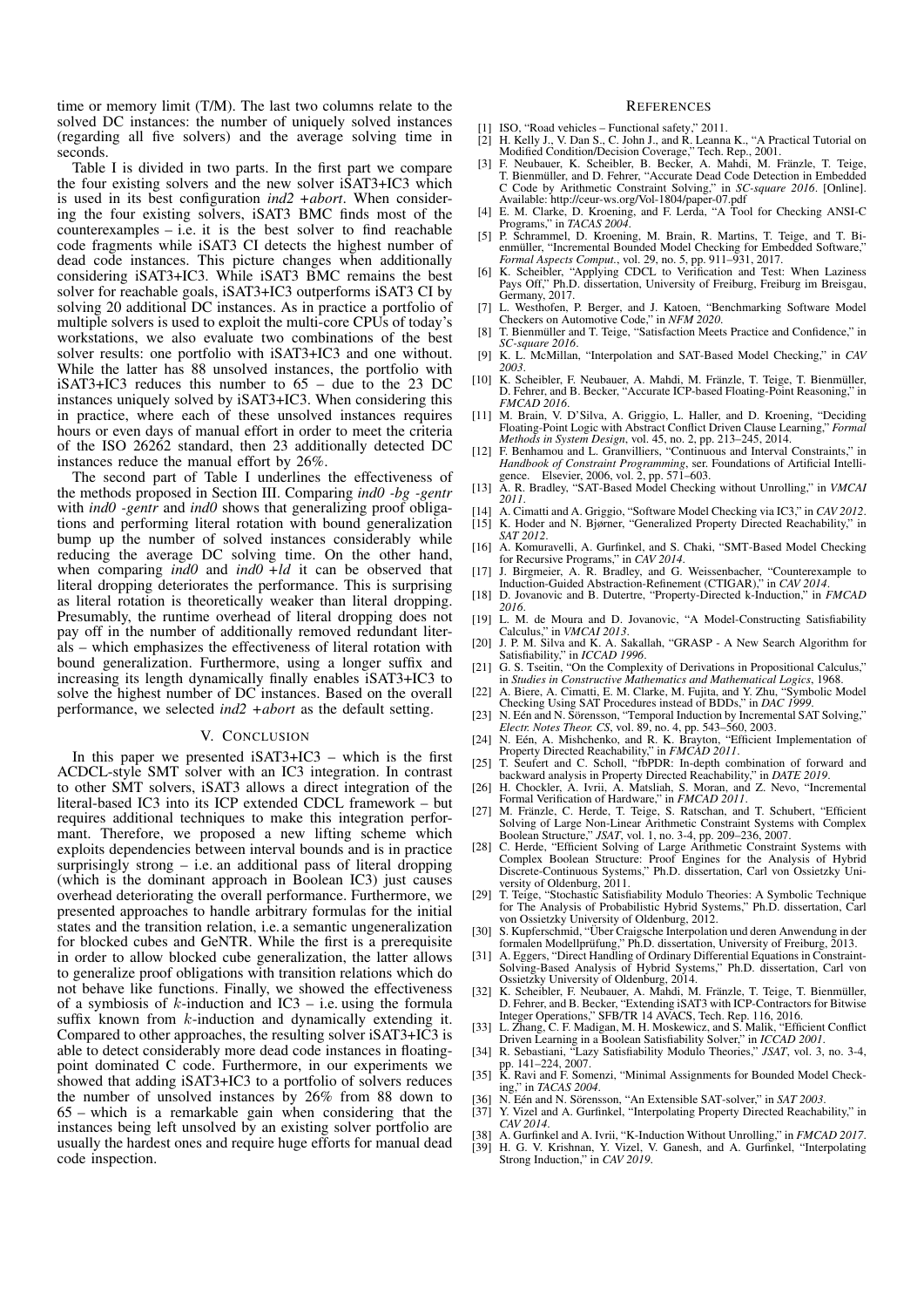time or memory limit (T/M). The last two columns relate to the solved DC instances: the number of uniquely solved instances (regarding all five solvers) and the average solving time in seconds.

Table I is divided in two parts. In the first part we compare the four existing solvers and the new solver iSAT3+IC3 which is used in its best configuration *ind2 +abort*. When considering the four existing solvers, iSAT3 BMC finds most of the counterexamples – i.e. it is the best solver to find reachable code fragments while iSAT3 CI detects the highest number of dead code instances. This picture changes when additionally considering iSAT3+IC3. While iSAT3 BMC remains the best solver for reachable goals, iSAT3+IC3 outperforms iSAT3 CI by solving 20 additional DC instances. As in practice a portfolio of multiple solvers is used to exploit the multi-core CPUs of today's workstations, we also evaluate two combinations of the best solver results: one portfolio with iSAT3+IC3 and one without. While the latter has 88 unsolved instances, the portfolio with iSAT3+IC3 reduces this number to 65 – due to the 23 DC instances uniquely solved by iSAT3+IC3. When considering this in practice, where each of these unsolved instances requires hours or even days of manual effort in order to meet the criteria of the ISO 26262 standard, then 23 additionally detected DC instances reduce the manual effort by 26%.

The second part of Table I underlines the effectiveness of the methods proposed in Section III. Comparing *ind0 -bg -gentr* with *ind0 -gentr* and *ind0* shows that generalizing proof obligations and performing literal rotation with bound generalization bump up the number of solved instances considerably while reducing the average DC solving time. On the other hand, when comparing *ind0* and *ind0 +ld* it can be observed that literal dropping deteriorates the performance. This is surprising as literal rotation is theoretically weaker than literal dropping. Presumably, the runtime overhead of literal dropping does not pay off in the number of additionally removed redundant literals – which emphasizes the effectiveness of literal rotation with bound generalization. Furthermore, using a longer suffix and increasing its length dynamically finally enables iSAT3+IC3 to solve the highest number of DC instances. Based on the overall performance, we selected *ind2 +abort* as the default setting.

## V. Conclusion

In this paper we presented iSAT3+IC3 – which is the first ACDCL-style SMT solver with an IC3 integration. In contrast to other SMT solvers, iSAT3 allows a direct integration of the literal-based IC3 into its ICP extended CDCL framework – but requires additional techniques to make this integration performant. Therefore, we proposed a new lifting scheme which exploits dependencies between interval bounds and is in practice surprisingly strong – i.e. an additional pass of literal dropping (which is the dominant approach in Boolean IC3) just causes overhead deteriorating the overall performance. Furthermore, we presented approaches to handle arbitrary formulas for the initial states and the transition relation, i.e. a semantic ungeneralization for blocked cubes and GeNTR. While the first is a prerequisite in order to allow blocked cube generalization, the latter allows to generalize proof obligations with transition relations which do not behave like functions. Finally, we showed the effectiveness of a symbiosis of $k$-induction and IC3 – i.e. using the formula suffix known from $k$-induction and dynamically extending it. Compared to other approaches, the resulting solver iSAT3+IC3 is able to detect considerably more dead code instances in floating-point dominated C code. Furthermore, in our experiments we showed that adding iSAT3+IC3 to a portfolio of solvers reduces the number of unsolved instances by 26% from 88 down to 65 – which is a remarkable gain when considering that the instances being left unsolved by an existing solver portfolio are usually the hardest ones and require huge efforts for manual dead code inspection.

## References

[1] ISO, "Road vehicles – Functional safety," 2011.

[2] H. Kelly J., V. Dan S., C. John J., and R. Leanna K., "A Practical Tutorial on Modified Condition/Decision Coverage," Tech. Rep., 2001.

[3] F. Neubauer, K. Scheibler, B. Becker, A. Mahdi, M. Fränzle, T. Teige, T. Bienmüller, and D. Fehrer, "Accurate Dead Code Detection in Embedded C Code by Arithmetic Constraint Solving," in *SC-square 2016*. [Online]. Available: http://ceur-ws.org/Vol-1804/paper-07.pdf

[4] E. M. Clarke, D. Kroening, and F. Lerda, "A Tool for Checking ANSI-C Programs," in *TACAS 2004*.

[5] P. Schrammel, D. Kroening, M. Brain, R. Martins, T. Teige, and T. Bienmüller, "Incremental Bounded Model Checking for Embedded Software," *Formal Aspects Comput.*, vol. 29, no. 5, pp. 911–931, 2017.

[6] K. Scheibler, "Applying CDCL to Verification and Test: When Laziness Pays Off," Ph.D. dissertation, University of Freiburg, Freiburg im Breisgau, Germany, 2017.

[7] L. Westhofen, P. Berger, and J. Katoen, "Benchmarking Software Model Checkers on Automotive Code," in *NFM 2020*.

[8] T. Bienmüller and T. Teige, "Satisfaction Meets Practice and Confidence," in *SC-square 2016*.

[9] K. L. McMillan, "Interpolation and SAT-Based Model Checking," in *CAV 2003*.

[10] K. Scheibler, F. Neubauer, A. Mahdi, M. Fränzle, T. Teige, T. Bienmüller, D. Fehrer, and B. Becker, "Accurate ICP-based Floating-Point Reasoning," in *FMCAD 2016*.

[11] M. Brain, V. D'Silva, A. Griggio, L. Haller, and D. Kroening, "Deciding Floating-Point Logic with Abstract Conflict Driven Clause Learning," *Formal Methods in System Design*, vol. 45, no. 2, pp. 213–245, 2014.

[12] F. Benhamou and L. Granvilliers, "Continuous and Interval Constraints," in *Handbook of Constraint Programming*, ser. Foundations of Artificial Intelligence. Elsevier, 2006, vol. 2, pp. 571–603.

[13] A. R. Bradley, "SAT-Based Model Checking without Unrolling," in *VMCAI 2011*.

[14] A. Cimatti and A. Griggio, "Software Model Checking via IC3," in *CAV 2012*.

[15] K. Hoder and N. Bjørner, "Generalized Property Directed Reachability," in *SAT 2012*.

[16] A. Komuravelli, A. Gurfinkel, and S. Chaki, "SMT-Based Model Checking for Recursive Programs," in *CAV 2014*.

[17] J. Birgmeier, A. R. Bradley, and G. Weissenbacher, "Counterexample to Induction-Guided Abstraction-Refinement (CTIGAR)," in *CAV 2014*.

[18] D. Jovanovic and B. Dutertre, "Property-Directed k-Induction," in *FMCAD 2016*.

[19] L. M. de Moura and D. Jovanovic, "A Model-Constructing Satisfiability Calculus," in *VMCAI 2013*.

[20] J. P. M. Silva and K. A. Sakallah, "GRASP - A New Search Algorithm for Satisfiability," in *ICCAD 1996*.

[21] G. S. Tseitin, "On the Complexity of Derivations in Propositional Calculus," in *Studies in Constructive Mathematics and Mathematical Logics*, 1968.

[22] A. Biere, A. Cimatti, E. M. Clarke, M. Fujita, and Y. Zhu, "Symbolic Model Checking Using SAT Procedures instead of BDDs," in *DAC 1999*.

[23] N. Eén and N. Sörensson, "Temporal Induction by Incremental SAT Solving," *Electr. Notes Theor. CS*, vol. 89, no. 4, pp. 543–560, 2003.

[24] N. Eén, A. Mishchenko, and R. K. Brayton, "Efficient Implementation of Property Directed Reachability," in *FMCAD 2011*.

[25] T. Seufert and C. Scholl, "fbPDR: In-depth combination of forward and backward analysis in Property Directed Reachability," in *DATE 2019*.

[26] H. Chockler, A. Ivrii, A. Matsliah, S. Moran, and Z. Nevo, "Incremental Formal Verification of Hardware," in *FMCAD 2011*.

[27] M. Fränzle, C. Herde, T. Teige, S. Ratschan, and T. Schubert, "Efficient Solving of Large Non-Linear Arithmetic Constraint Systems with Complex Boolean Structure," *JSAT*, vol. 1, no. 3-4, pp. 209–236, 2007.

[28] C. Herde, "Efficient Solving of Large Arithmetic Constraint Systems with Complex Boolean Structure: Proof Engines for the Analysis of Hybrid Discrete-Continuous Systems," Ph.D. dissertation, Carl von Ossietzky University of Oldenburg, 2011.

[29] T. Teige, "Stochastic Satisfiability Modulo Theories: A Symbolic Technique for The Analysis of Probabilistic Hybrid Systems," Ph.D. dissertation, Carl von Ossietzky University of Oldenburg, 2012.

[30] S. Kupferschmid, "Über Craigsche Interpolation und deren Anwendung in der formalen Modellprüfung," Ph.D. dissertation, University of Freiburg, 2013.

[31] A. Eggers, "Direct Handling of Ordinary Differential Equations in Constraint-Solving-Based Analysis of Hybrid Systems," Ph.D. dissertation, Carl von Ossietzky University of Oldenburg, 2014.

[32] K. Scheibler, F. Neubauer, A. Mahdi, M. Fränzle, T. Teige, T. Bienmüller, D. Fehrer, and B. Becker, "Extending iSAT3 with ICP-Contractors for Bitwise Integer Operations," SFB/TR 14 AVACS, Tech. Rep. 116, 2016.

[33] L. Zhang, C. F. Madigan, M. H. Moskewicz, and S. Malik, "Efficient Conflict Driven Learning in a Boolean Satisfiability Solver," in *ICCAD 2001*.

[34] R. Sebastiani, "Lazy Satisfiability Modulo Theories," *JSAT*, vol. 3, no. 3-4, pp. 141–224, 2007.

[35] K. Ravi and F. Somenzi, "Minimal Assignments for Bounded Model Checking," in *TACAS 2004*.

[36] N. Eén and N. Sörensson, "An Extensible SAT-solver," in *SAT 2003*.

[37] Y. Vizel and A. Gurfinkel, "Interpolating Property Directed Reachability," in *CAV 2014*.

[38] A. Gurfinkel and A. Ivrii, "K-Induction Without Unrolling," in *FMCAD 2017*.

[39] H. G. V. Krishnan, Y. Vizel, V. Ganesh, and A. Gurfinkel, "Interpolating Strong Induction," in *CAV 2019*.